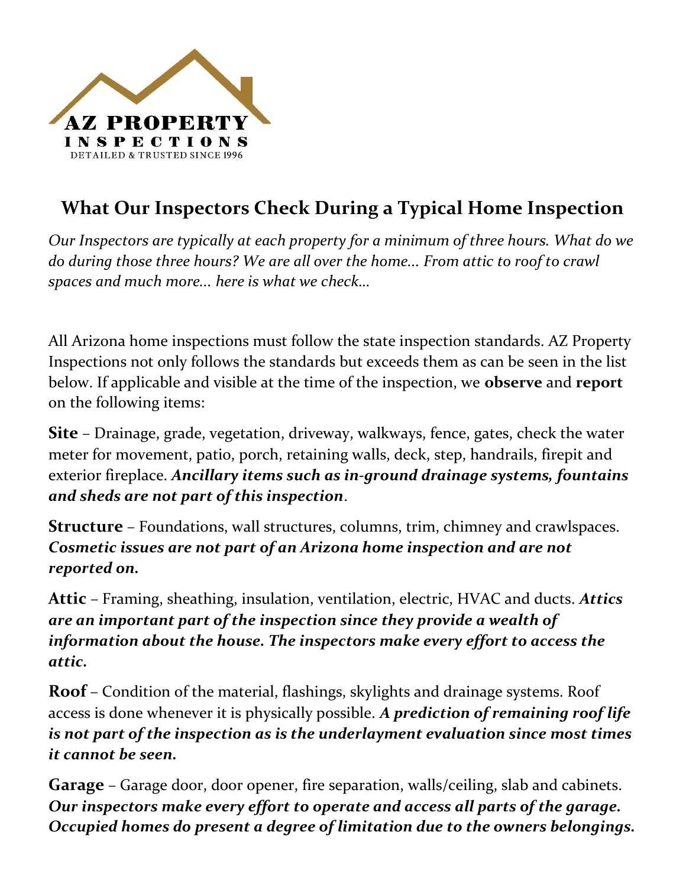AZ PROPERTY
INSPECTIONS
DETAILED & TRUSTED SINCE 1996

# What Our Inspectors Check During a Typical Home Inspection

*Our Inspectors are typically at each property for a minimum of three hours. What do we do during those three hours? We are all over the home... From attic to roof to crawl spaces and much more... here is what we check...*

All Arizona home inspections must follow the state inspection standards. AZ Property Inspections not only follows the standards but exceeds them as can be seen in the list below. If applicable and visible at the time of the inspection, we **observe** and **report** on the following items:

**Site** – Drainage, grade, vegetation, driveway, walkways, fence, gates, check the water meter for movement, patio, porch, retaining walls, deck, step, handrails, firepit and exterior fireplace. ***Ancillary items such as in-ground drainage systems, fountains and sheds are not part of this inspection***.

**Structure** – Foundations, wall structures, columns, trim, chimney and crawlspaces. ***Cosmetic issues are not part of an Arizona home inspection and are not reported on.***

**Attic** – Framing, sheathing, insulation, ventilation, electric, HVAC and ducts. ***Attics are an important part of the inspection since they provide a wealth of information about the house. The inspectors make every effort to access the attic.***

**Roof** – Condition of the material, flashings, skylights and drainage systems. Roof access is done whenever it is physically possible. ***A prediction of remaining roof life is not part of the inspection as is the underlayment evaluation since most times it cannot be seen.***

**Garage** – Garage door, door opener, fire separation, walls/ceiling, slab and cabinets. ***Our inspectors make every effort to operate and access all parts of the garage. Occupied homes do present a degree of limitation due to the owners belongings.***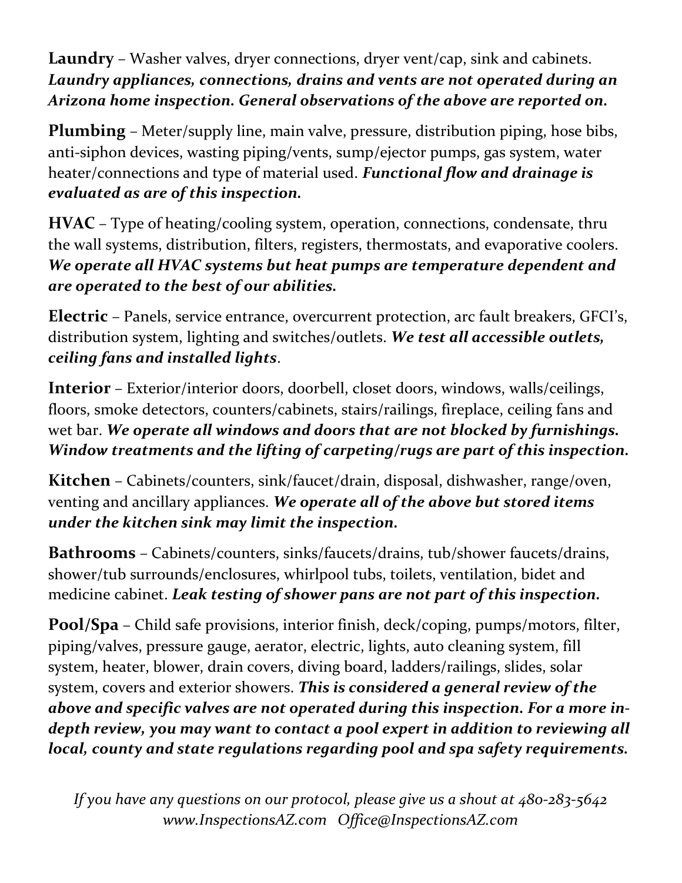**Laundry** – Washer valves, dryer connections, dryer vent/cap, sink and cabinets. ***Laundry appliances, connections, drains and vents are not operated during an Arizona home inspection. General observations of the above are reported on.***

**Plumbing** – Meter/supply line, main valve, pressure, distribution piping, hose bibs, anti-siphon devices, wasting piping/vents, sump/ejector pumps, gas system, water heater/connections and type of material used. ***Functional flow and drainage is evaluated as are of this inspection.***

**HVAC** – Type of heating/cooling system, operation, connections, condensate, thru the wall systems, distribution, filters, registers, thermostats, and evaporative coolers. ***We operate all HVAC systems but heat pumps are temperature dependent and are operated to the best of our abilities.***

**Electric** – Panels, service entrance, overcurrent protection, arc fault breakers, GFCI's, distribution system, lighting and switches/outlets. ***We test all accessible outlets, ceiling fans and installed lights***.

**Interior** – Exterior/interior doors, doorbell, closet doors, windows, walls/ceilings, floors, smoke detectors, counters/cabinets, stairs/railings, fireplace, ceiling fans and wet bar. ***We operate all windows and doors that are not blocked by furnishings. Window treatments and the lifting of carpeting/rugs are part of this inspection.***

**Kitchen** – Cabinets/counters, sink/faucet/drain, disposal, dishwasher, range/oven, venting and ancillary appliances. ***We operate all of the above but stored items under the kitchen sink may limit the inspection.***

**Bathrooms** – Cabinets/counters, sinks/faucets/drains, tub/shower faucets/drains, shower/tub surrounds/enclosures, whirlpool tubs, toilets, ventilation, bidet and medicine cabinet. ***Leak testing of shower pans are not part of this inspection.***

**Pool/Spa** – Child safe provisions, interior finish, deck/coping, pumps/motors, filter, piping/valves, pressure gauge, aerator, electric, lights, auto cleaning system, fill system, heater, blower, drain covers, diving board, ladders/railings, slides, solar system, covers and exterior showers. ***This is considered a general review of the above and specific valves are not operated during this inspection. For a more in-depth review, you may want to contact a pool expert in addition to reviewing all local, county and state regulations regarding pool and spa safety requirements.***

*If you have any questions on our protocol, please give us a shout at 480-283-5642*
*www.InspectionsAZ.com Office@InspectionsAZ.com*